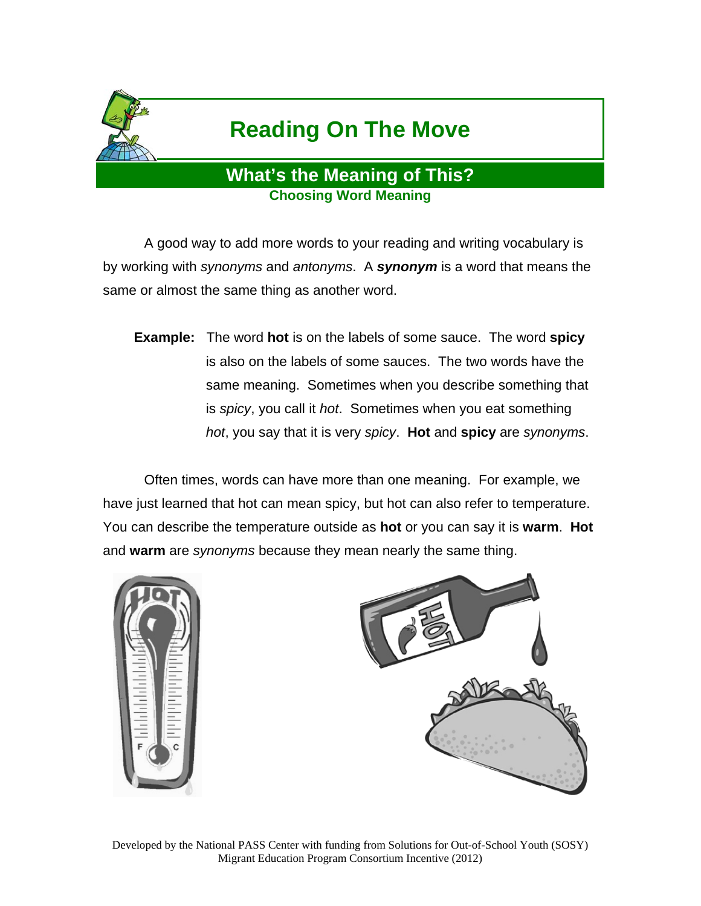# Reading On The Move

## What's the Meaning of This?

### Choosing Word Meaning

A good way to add more words to your reading and writing vocabulary is by working with *synonyms* and *antonyms*. A ***synonym*** is a word that means the same or almost the same thing as another word.

**Example:** The word **hot** is on the labels of some sauce. The word **spicy** is also on the labels of some sauces. The two words have the same meaning. Sometimes when you describe something that is *spicy*, you call it *hot*. Sometimes when you eat something *hot*, you say that it is very *spicy*. **Hot** and **spicy** are *synonyms*.

Often times, words can have more than one meaning. For example, we have just learned that hot can mean spicy, but hot can also refer to temperature. You can describe the temperature outside as **hot** or you can say it is **warm**. **Hot** and **warm** are *synonyms* because they mean nearly the same thing.

Developed by the National PASS Center with funding from Solutions for Out-of-School Youth (SOSY) Migrant Education Program Consortium Incentive (2012)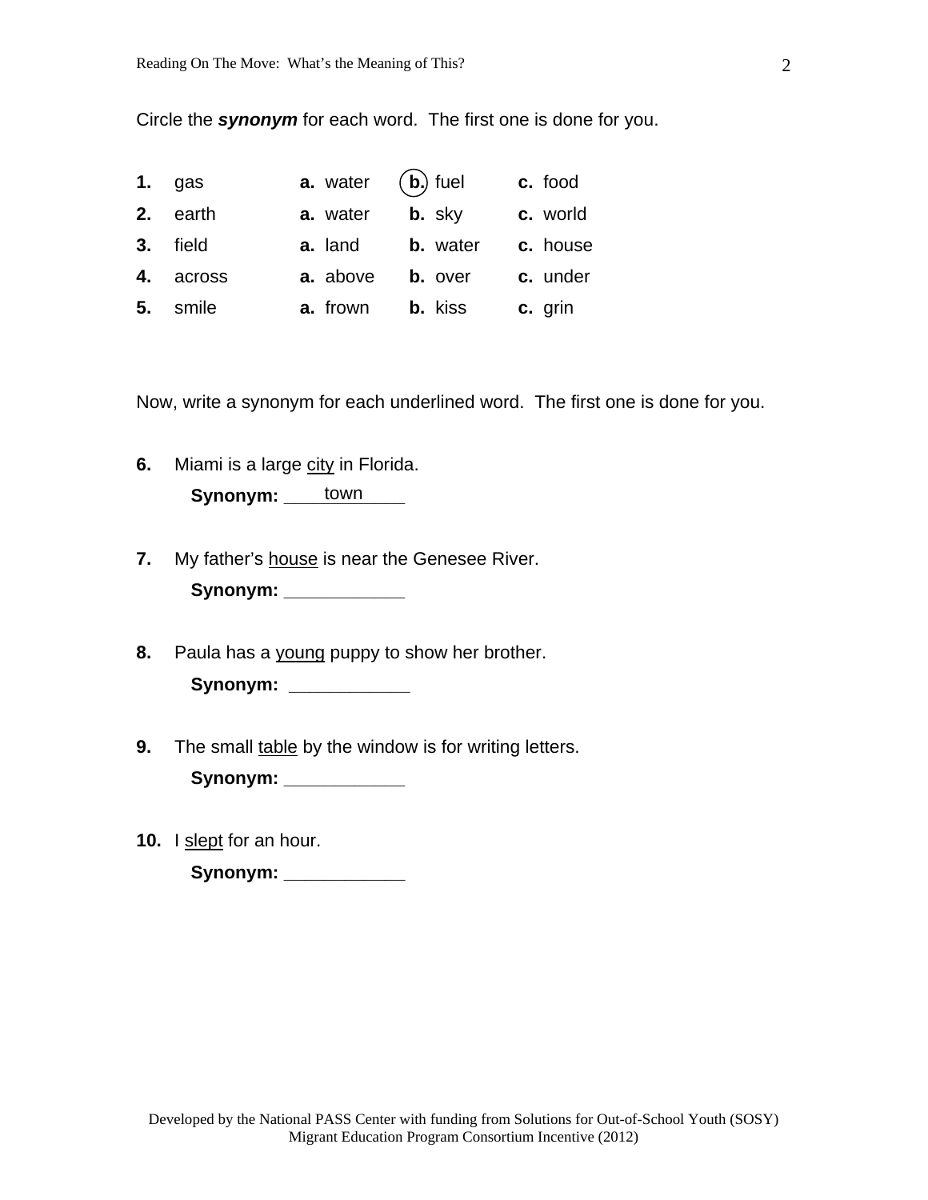Circle the ***synonym*** for each word. The first one is done for you.

| | | | | |
|---|---|---|---|---|
| **1.** | gas | **a.** water | (**b.**) fuel | **c.** food |
| **2.** | earth | **a.** water | **b.** sky | **c.** world |
| **3.** | field | **a.** land | **b.** water | **c.** house |
| **4.** | across | **a.** above | **b.** over | **c.** under |
| **5.** | smile | **a.** frown | **b.** kiss | **c.** grin |

Now, write a synonym for each underlined word. The first one is done for you.

**6.** Miami is a large <u>city</u> in Florida.

**Synonym:** town

**7.** My father's <u>house</u> is near the Genesee River.

**Synonym:** ____________

**8.** Paula has a <u>young</u> puppy to show her brother.

**Synonym:** ____________

**9.** The small <u>table</u> by the window is for writing letters.

**Synonym:** ____________

**10.** I <u>slept</u> for an hour.

**Synonym:** ____________

Developed by the National PASS Center with funding from Solutions for Out-of-School Youth (SOSY) Migrant Education Program Consortium Incentive (2012)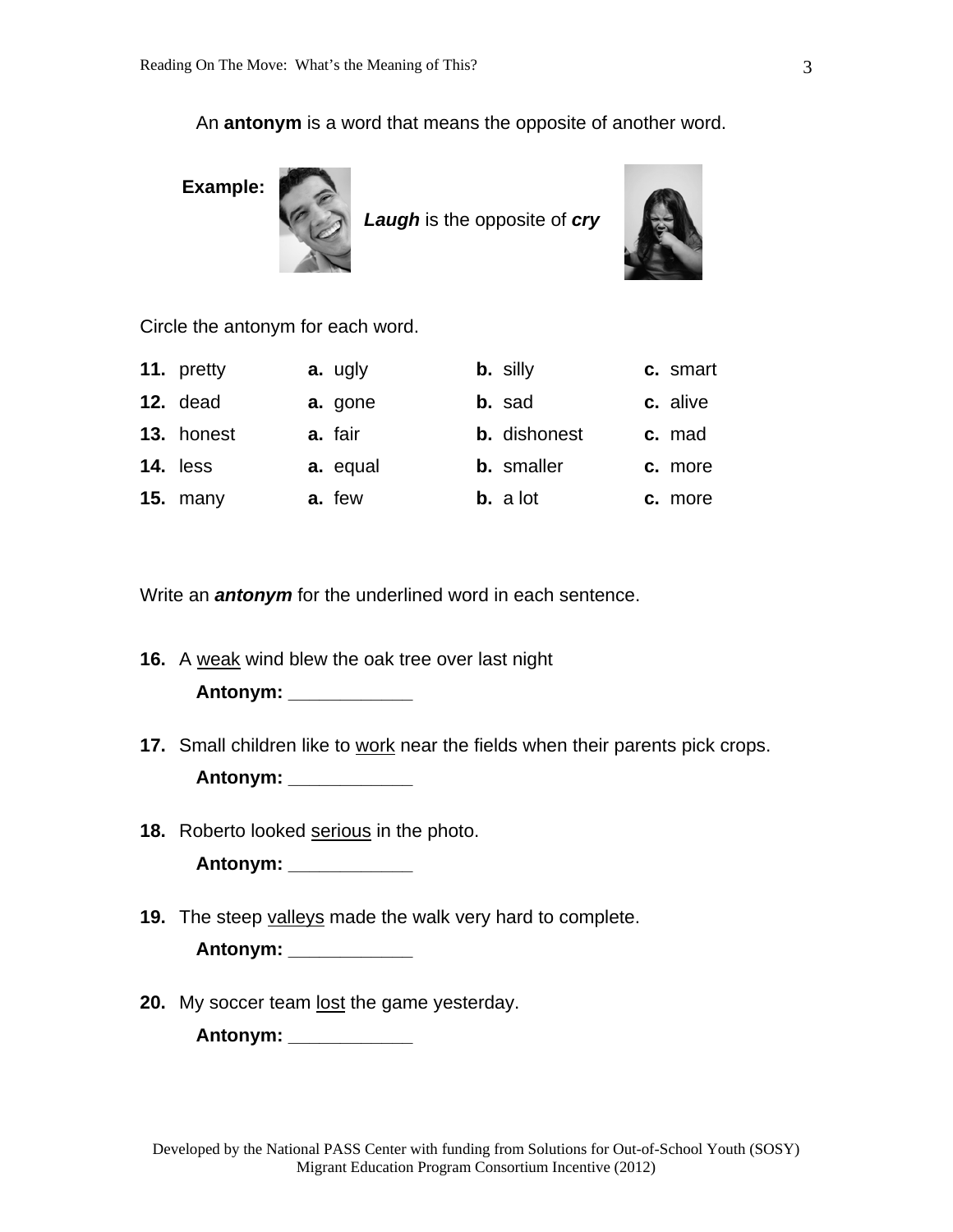An **antonym** is a word that means the opposite of another word.

**Example:** ***Laugh*** is the opposite of ***cry***

Circle the antonym for each word.

| | | | |
|---|---|---|---|
| **11.** pretty | **a.** ugly | **b.** silly | **c.** smart |
| **12.** dead | **a.** gone | **b.** sad | **c.** alive |
| **13.** honest | **a.** fair | **b.** dishonest | **c.** mad |
| **14.** less | **a.** equal | **b.** smaller | **c.** more |
| **15.** many | **a.** few | **b.** a lot | **c.** more |

Write an ***antonym*** for the underlined word in each sentence.

**16.** A <u>weak</u> wind blew the oak tree over last night

**Antonym:** ____________

**17.** Small children like to <u>work</u> near the fields when their parents pick crops.

**Antonym:** ____________

**18.** Roberto looked <u>serious</u> in the photo.

**Antonym:** ____________

**19.** The steep <u>valleys</u> made the walk very hard to complete.

**Antonym:** ____________

**20.** My soccer team <u>lost</u> the game yesterday.

**Antonym:** ____________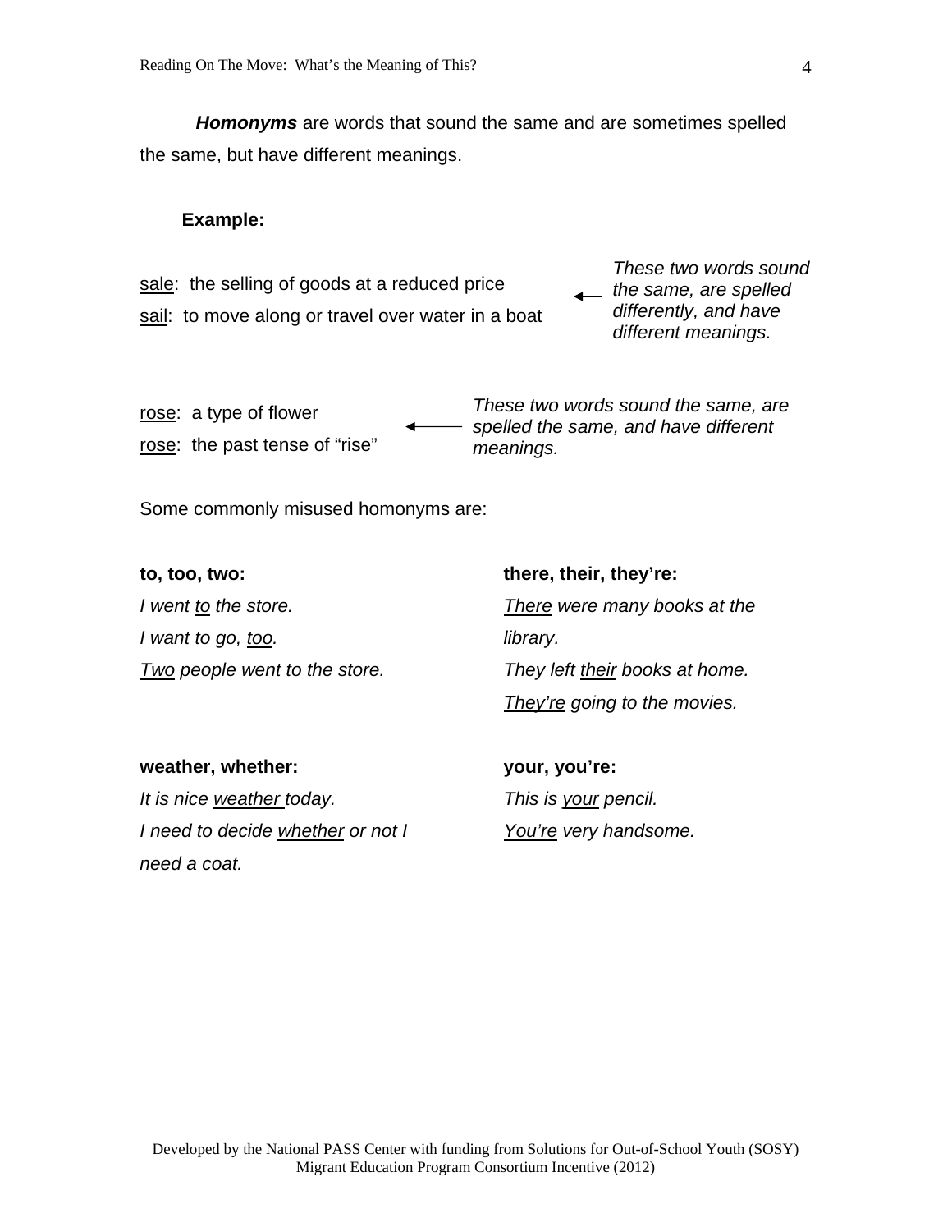***Homonyms*** are words that sound the same and are sometimes spelled the same, but have different meanings.

**Example:**

sale: the selling of goods at a reduced price
sail: to move along or travel over water in a boat

← *These two words sound the same, are spelled differently, and have different meanings.*

rose: a type of flower
rose: the past tense of "rise"

← *These two words sound the same, are spelled the same, and have different meanings.*

Some commonly misused homonyms are:

**to, too, two:**
*I went to the store.*
*I want to go, too.*
*Two people went to the store.*

**there, their, they're:**
*There were many books at the library.*
*They left their books at home.*
*They're going to the movies.*

**weather, whether:**
*It is nice weather today.*
*I need to decide whether or not I need a coat.*

**your, you're:**
*This is your pencil.*
*You're very handsome.*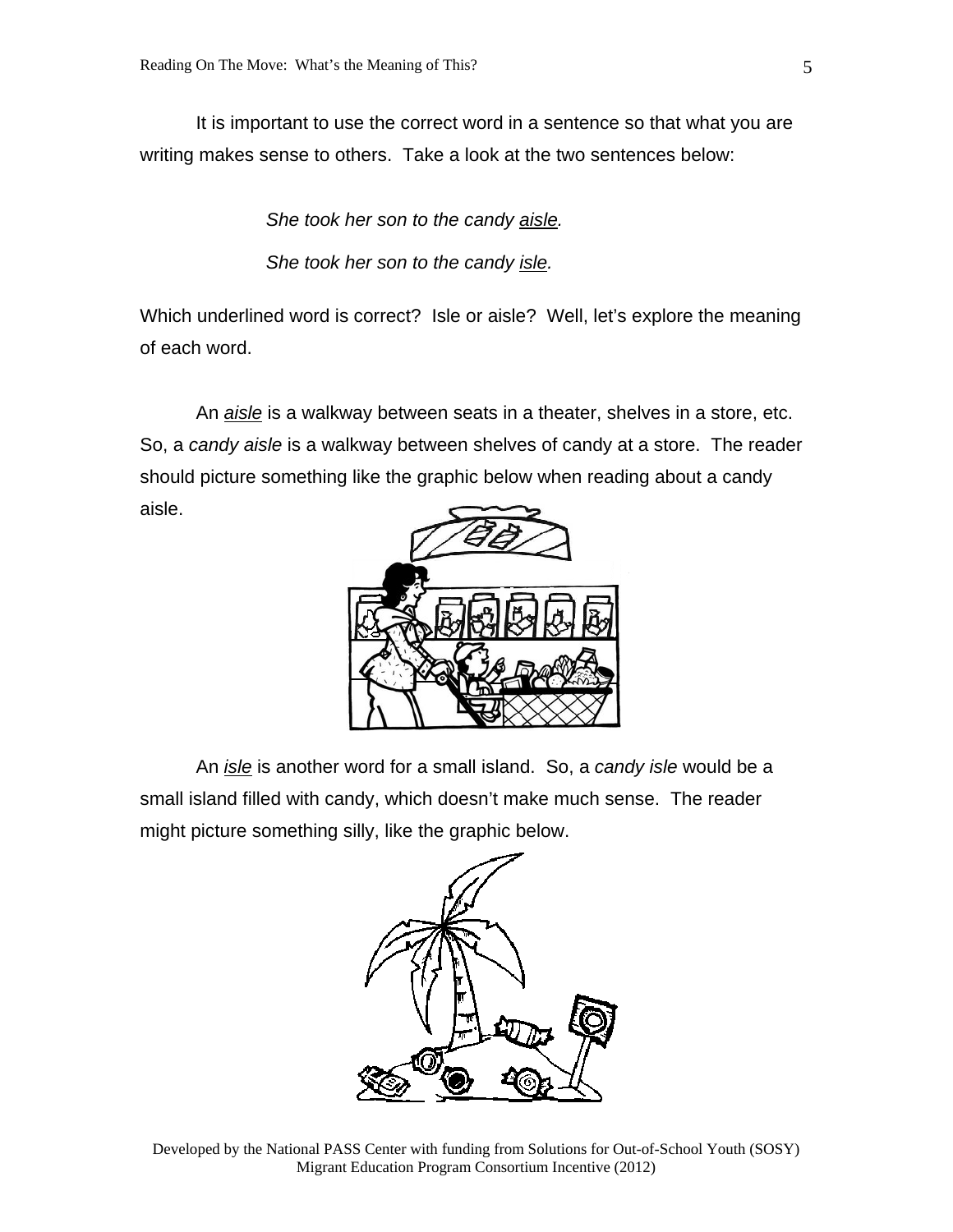It is important to use the correct word in a sentence so that what you are writing makes sense to others. Take a look at the two sentences below:

*She took her son to the candy <u>aisle</u>.*

*She took her son to the candy <u>isle</u>.*

Which underlined word is correct? Isle or aisle? Well, let's explore the meaning of each word.

An *<u>aisle</u>* is a walkway between seats in a theater, shelves in a store, etc. So, a *candy aisle* is a walkway between shelves of candy at a store. The reader should picture something like the graphic below when reading about a candy aisle.

An *<u>isle</u>* is another word for a small island. So, a *candy isle* would be a small island filled with candy, which doesn't make much sense. The reader might picture something silly, like the graphic below.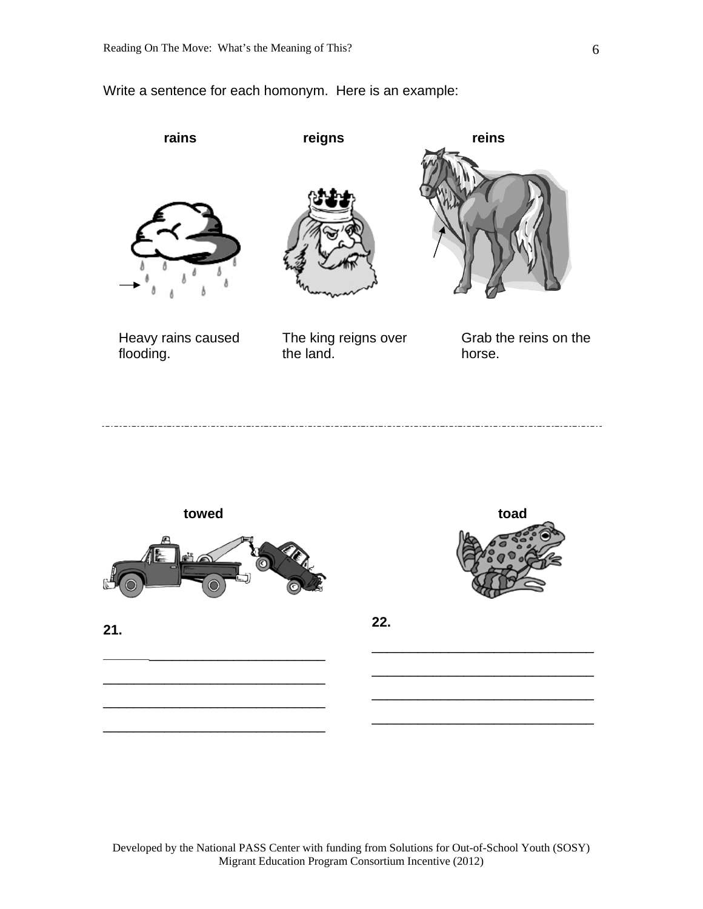Write a sentence for each homonym. Here is an example:

**rains** | **reigns** | **reins**

Heavy rains caused flooding.

The king reigns over the land.

Grab the reins on the horse.

---

**towed**

**21.**

________________________________

________________________________

________________________________

________________________________

**toad**

**22.**

________________________________

________________________________

________________________________

________________________________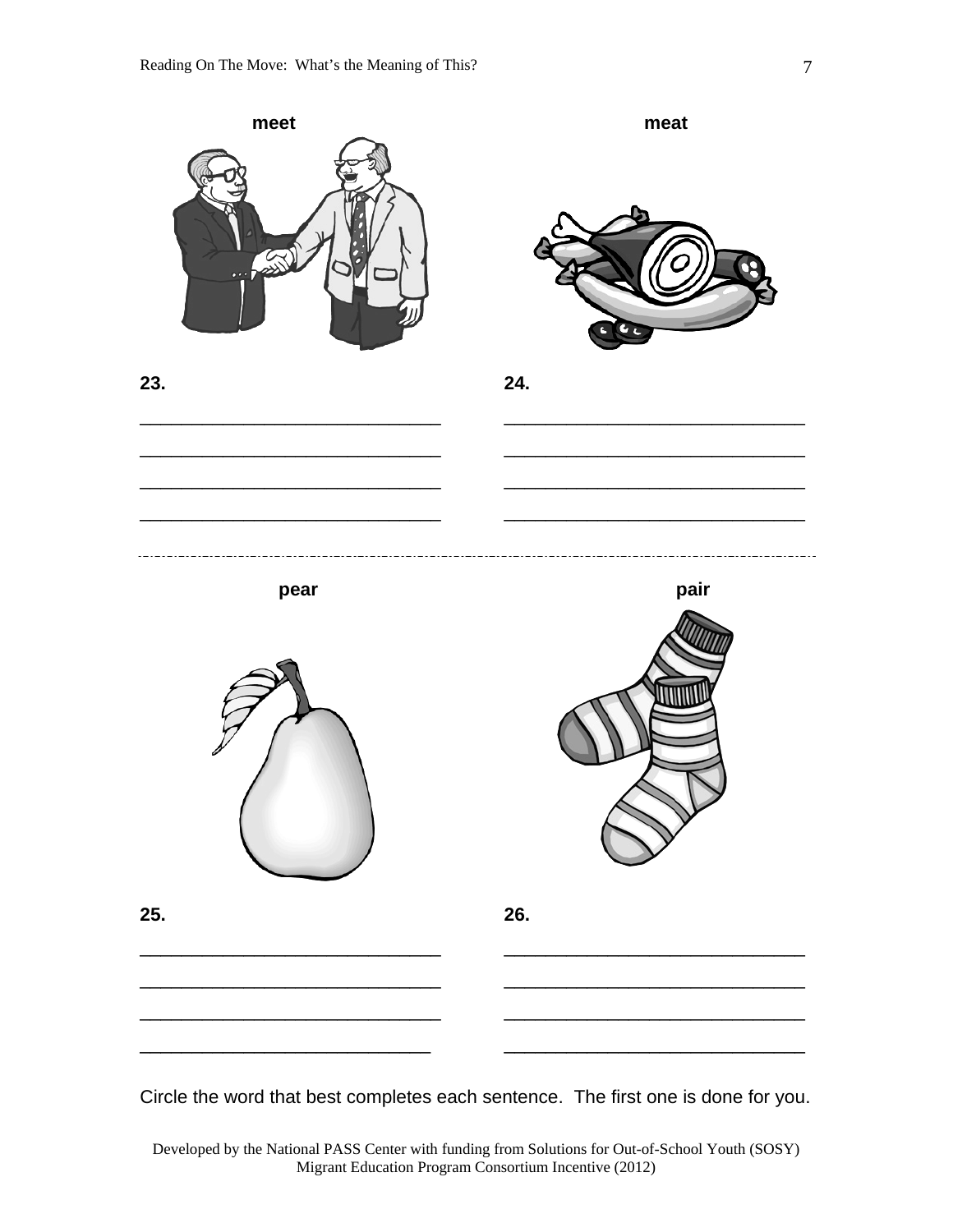**meet**

**meat**

**23.**

\_\_\_\_\_\_\_\_\_\_\_\_\_\_\_\_\_\_\_\_\_\_\_\_\_\_\_\_\_\_

\_\_\_\_\_\_\_\_\_\_\_\_\_\_\_\_\_\_\_\_\_\_\_\_\_\_\_\_\_\_

\_\_\_\_\_\_\_\_\_\_\_\_\_\_\_\_\_\_\_\_\_\_\_\_\_\_\_\_\_\_

\_\_\_\_\_\_\_\_\_\_\_\_\_\_\_\_\_\_\_\_\_\_\_\_\_\_\_\_\_\_

**24.**

\_\_\_\_\_\_\_\_\_\_\_\_\_\_\_\_\_\_\_\_\_\_\_\_\_\_\_\_\_\_

\_\_\_\_\_\_\_\_\_\_\_\_\_\_\_\_\_\_\_\_\_\_\_\_\_\_\_\_\_\_

\_\_\_\_\_\_\_\_\_\_\_\_\_\_\_\_\_\_\_\_\_\_\_\_\_\_\_\_\_\_

\_\_\_\_\_\_\_\_\_\_\_\_\_\_\_\_\_\_\_\_\_\_\_\_\_\_\_\_\_\_

---

**pear**

**pair**

**25.**

\_\_\_\_\_\_\_\_\_\_\_\_\_\_\_\_\_\_\_\_\_\_\_\_\_\_\_\_\_\_

\_\_\_\_\_\_\_\_\_\_\_\_\_\_\_\_\_\_\_\_\_\_\_\_\_\_\_\_\_\_

\_\_\_\_\_\_\_\_\_\_\_\_\_\_\_\_\_\_\_\_\_\_\_\_\_\_\_\_\_\_

\_\_\_\_\_\_\_\_\_\_\_\_\_\_\_\_\_\_\_\_\_\_\_\_\_\_\_\_\_

**26.**

\_\_\_\_\_\_\_\_\_\_\_\_\_\_\_\_\_\_\_\_\_\_\_\_\_\_\_\_\_\_

\_\_\_\_\_\_\_\_\_\_\_\_\_\_\_\_\_\_\_\_\_\_\_\_\_\_\_\_\_\_

\_\_\_\_\_\_\_\_\_\_\_\_\_\_\_\_\_\_\_\_\_\_\_\_\_\_\_\_\_\_

\_\_\_\_\_\_\_\_\_\_\_\_\_\_\_\_\_\_\_\_\_\_\_\_\_\_\_\_\_\_

Circle the word that best completes each sentence. The first one is done for you.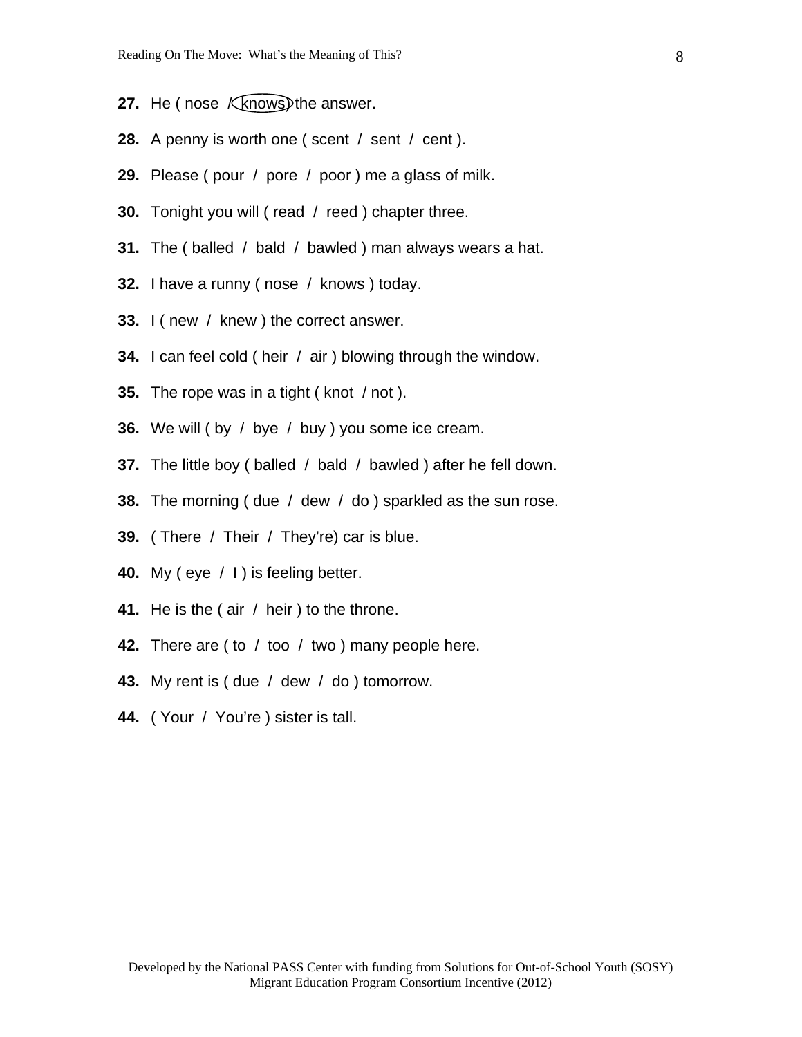**27.** He ( nose / knows ) the answer.

**28.** A penny is worth one ( scent / sent / cent ).

**29.** Please ( pour / pore / poor ) me a glass of milk.

**30.** Tonight you will ( read / reed ) chapter three.

**31.** The ( balled / bald / bawled ) man always wears a hat.

**32.** I have a runny ( nose / knows ) today.

**33.** I ( new / knew ) the correct answer.

**34.** I can feel cold ( heir / air ) blowing through the window.

**35.** The rope was in a tight ( knot / not ).

**36.** We will ( by / bye / buy ) you some ice cream.

**37.** The little boy ( balled / bald / bawled ) after he fell down.

**38.** The morning ( due / dew / do ) sparkled as the sun rose.

**39.** ( There / Their / They're) car is blue.

**40.** My ( eye / I ) is feeling better.

**41.** He is the ( air / heir ) to the throne.

**42.** There are ( to / too / two ) many people here.

**43.** My rent is ( due / dew / do ) tomorrow.

**44.** ( Your / You're ) sister is tall.

Developed by the National PASS Center with funding from Solutions for Out-of-School Youth (SOSY) Migrant Education Program Consortium Incentive (2012)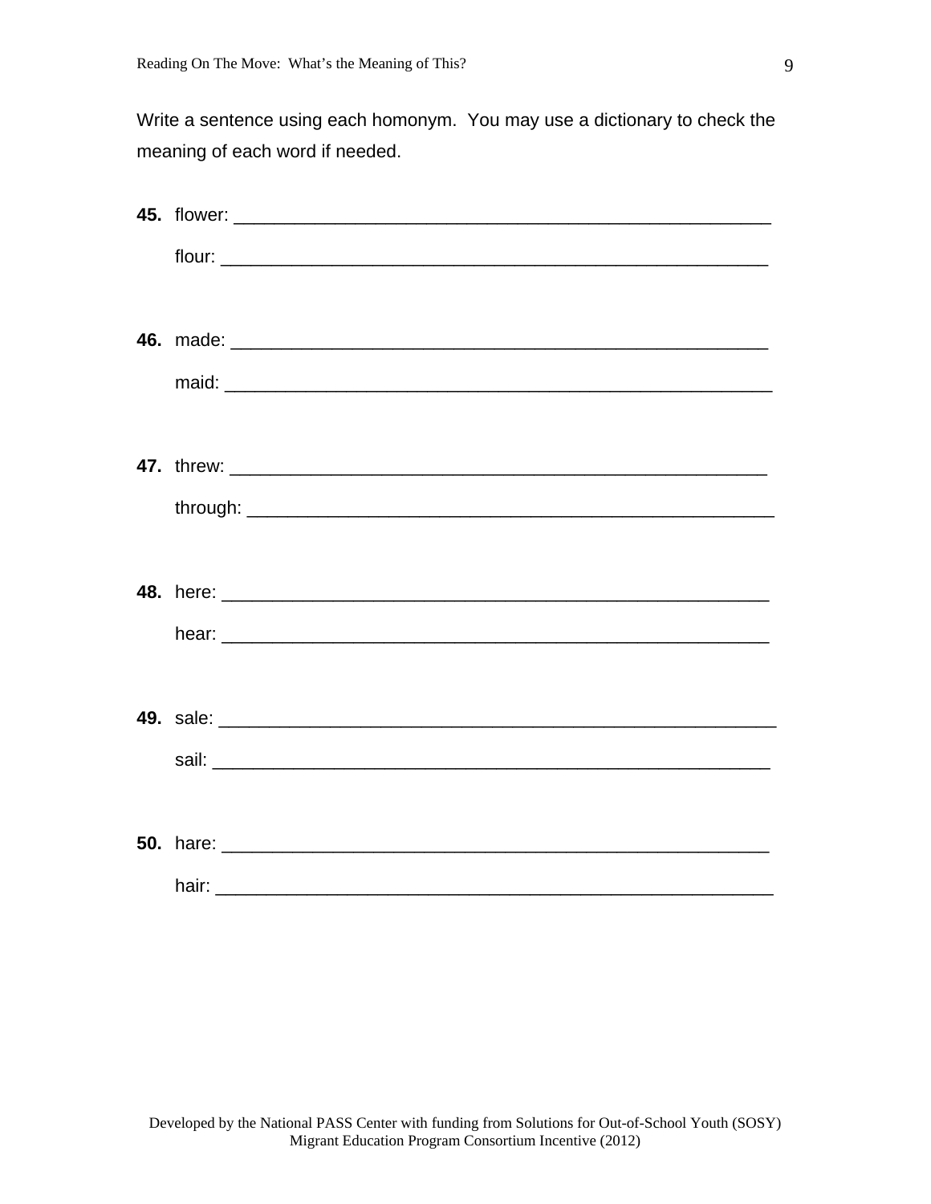Write a sentence using each homonym. You may use a dictionary to check the meaning of each word if needed.

**45.** flower: ______________________________________________________

flour: ______________________________________________________

**46.** made: ______________________________________________________

maid: ______________________________________________________

**47.** threw: ______________________________________________________

through: ______________________________________________________

**48.** here: ______________________________________________________

hear: ______________________________________________________

**49.** sale: ______________________________________________________

sail: ______________________________________________________

**50.** hare: ______________________________________________________

hair: ______________________________________________________

Developed by the National PASS Center with funding from Solutions for Out-of-School Youth (SOSY) Migrant Education Program Consortium Incentive (2012)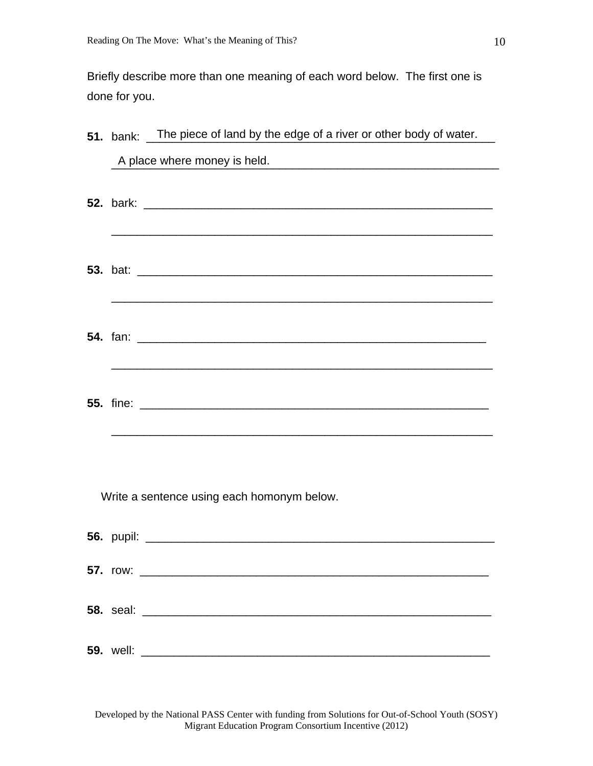Briefly describe more than one meaning of each word below. The first one is done for you.

**51.** bank: The piece of land by the edge of a river or other body of water.

A place where money is held.

**52.** bark: ______________________________________________________

______________________________________________________

**53.** bat: ______________________________________________________

______________________________________________________

**54.** fan: ______________________________________________________

______________________________________________________

**55.** fine: ______________________________________________________

______________________________________________________

Write a sentence using each homonym below.

**56.** pupil: ______________________________________________________

**57.** row: ______________________________________________________

**58.** seal: ______________________________________________________

**59.** well: ______________________________________________________

Developed by the National PASS Center with funding from Solutions for Out-of-School Youth (SOSY) Migrant Education Program Consortium Incentive (2012)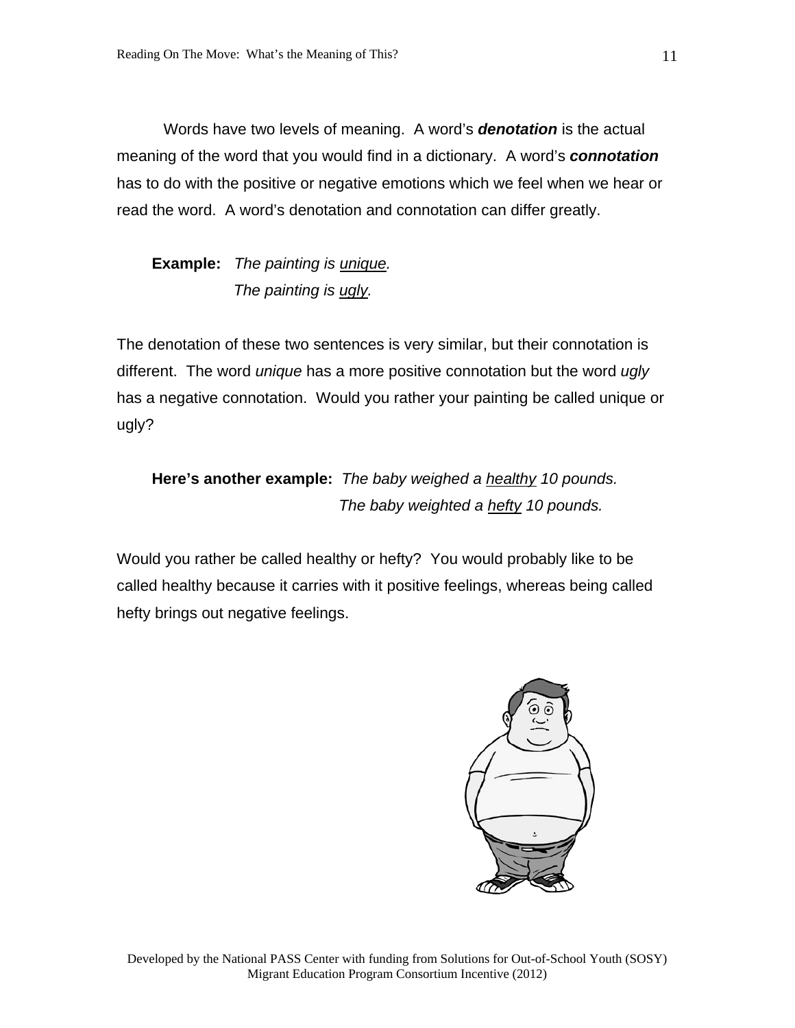Words have two levels of meaning. A word's ***denotation*** is the actual meaning of the word that you would find in a dictionary. A word's ***connotation*** has to do with the positive or negative emotions which we feel when we hear or read the word. A word's denotation and connotation can differ greatly.

**Example:** *The painting is <u>unique</u>.*
*The painting is <u>ugly</u>.*

The denotation of these two sentences is very similar, but their connotation is different. The word *unique* has a more positive connotation but the word *ugly* has a negative connotation. Would you rather your painting be called unique or ugly?

**Here's another example:** *The baby weighed a <u>healthy</u> 10 pounds.*
*The baby weighted a <u>hefty</u> 10 pounds.*

Would you rather be called healthy or hefty? You would probably like to be called healthy because it carries with it positive feelings, whereas being called hefty brings out negative feelings.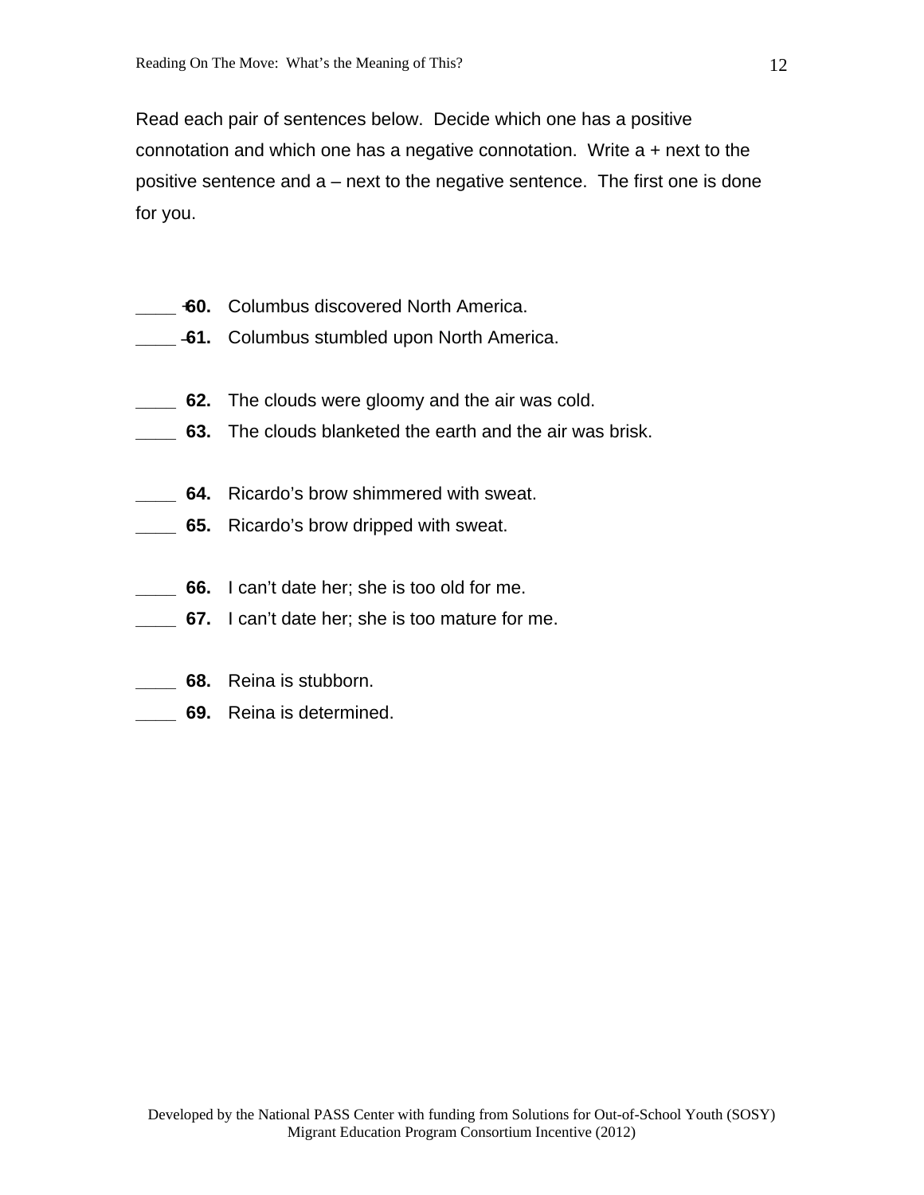Read each pair of sentences below. Decide which one has a positive connotation and which one has a negative connotation. Write a + next to the positive sentence and a – next to the negative sentence. The first one is done for you.

____ + **60.** Columbus discovered North America.
____ – **61.** Columbus stumbled upon North America.

____ **62.** The clouds were gloomy and the air was cold.
____ **63.** The clouds blanketed the earth and the air was brisk.

____ **64.** Ricardo's brow shimmered with sweat.
____ **65.** Ricardo's brow dripped with sweat.

____ **66.** I can't date her; she is too old for me.
____ **67.** I can't date her; she is too mature for me.

____ **68.** Reina is stubborn.
____ **69.** Reina is determined.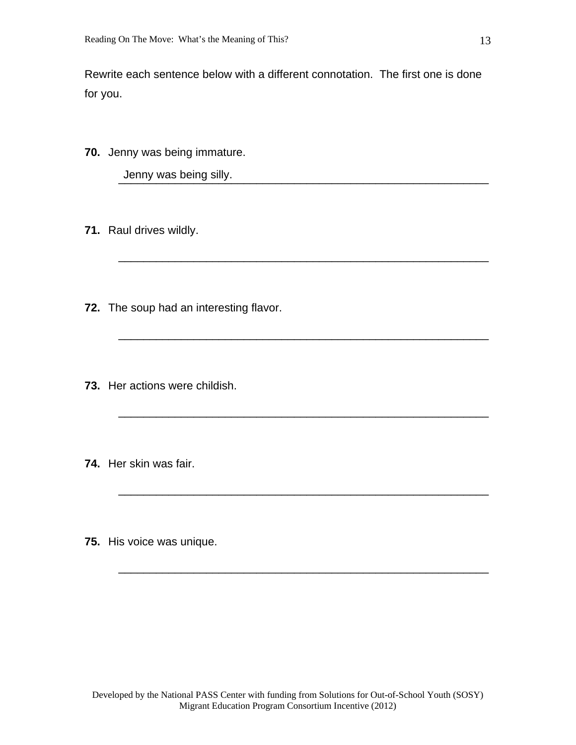Rewrite each sentence below with a different connotation. The first one is done for you.

**70.** Jenny was being immature.

Jenny was being silly.

**71.** Raul drives wildly.

______________________________________________________________

**72.** The soup had an interesting flavor.

______________________________________________________________

**73.** Her actions were childish.

______________________________________________________________

**74.** Her skin was fair.

______________________________________________________________

**75.** His voice was unique.

______________________________________________________________

Developed by the National PASS Center with funding from Solutions for Out-of-School Youth (SOSY) Migrant Education Program Consortium Incentive (2012)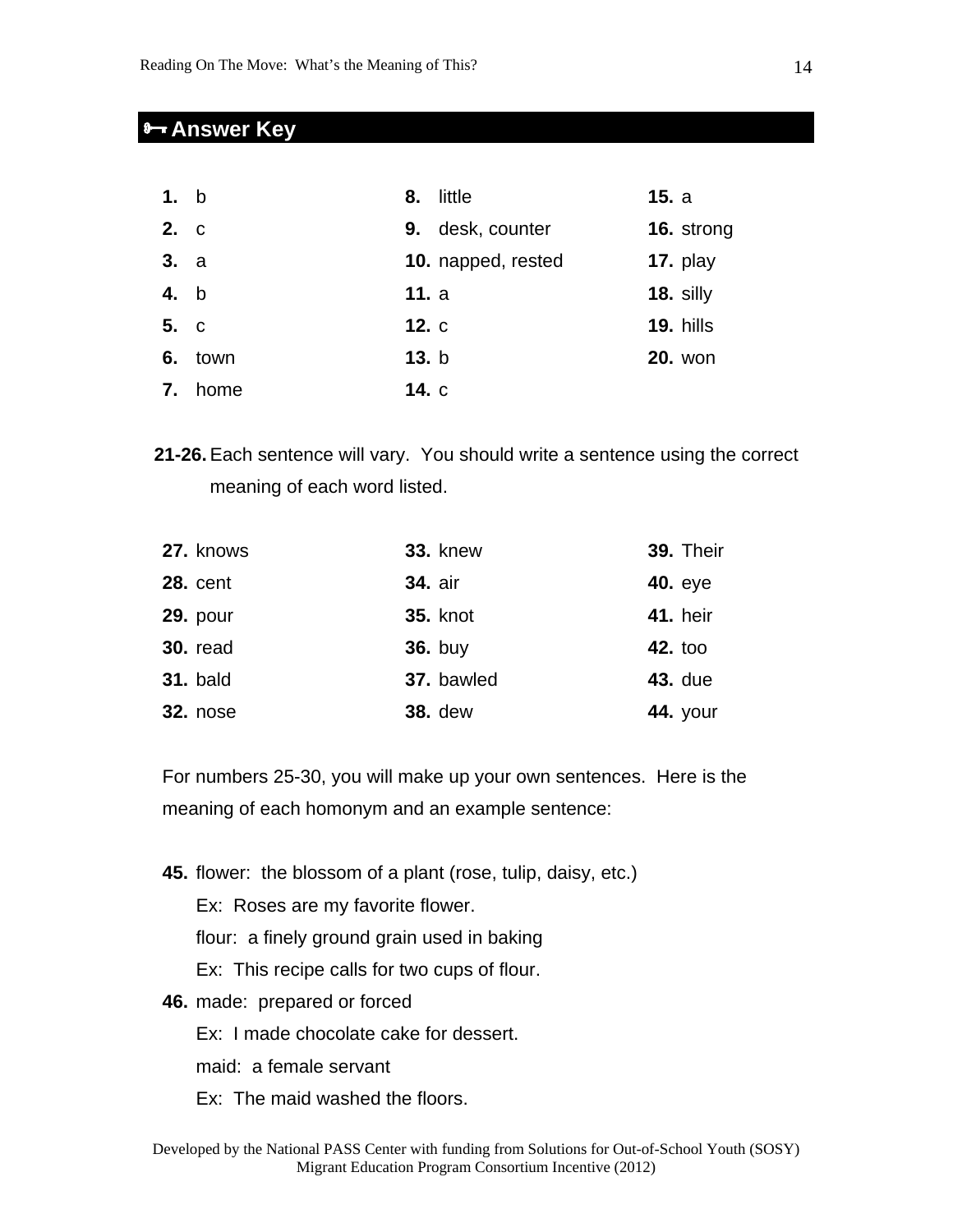## 🗝 Answer Key

1. b
2. c
3. a
4. b
5. c
6. town
7. home
8. little
9. desk, counter
10. napped, rested
11. a
12. c
13. b
14. c
15. a
16. strong
17. play
18. silly
19. hills
20. won

**21-26.** Each sentence will vary. You should write a sentence using the correct meaning of each word listed.

27. knows
28. cent
29. pour
30. read
31. bald
32. nose
33. knew
34. air
35. knot
36. buy
37. bawled
38. dew
39. Their
40. eye
41. heir
42. too
43. due
44. your

For numbers 25-30, you will make up your own sentences. Here is the meaning of each homonym and an example sentence:

**45.** flower: the blossom of a plant (rose, tulip, daisy, etc.)
Ex: Roses are my favorite flower.
flour: a finely ground grain used in baking
Ex: This recipe calls for two cups of flour.

**46.** made: prepared or forced
Ex: I made chocolate cake for dessert.
maid: a female servant
Ex: The maid washed the floors.

Developed by the National PASS Center with funding from Solutions for Out-of-School Youth (SOSY) Migrant Education Program Consortium Incentive (2012)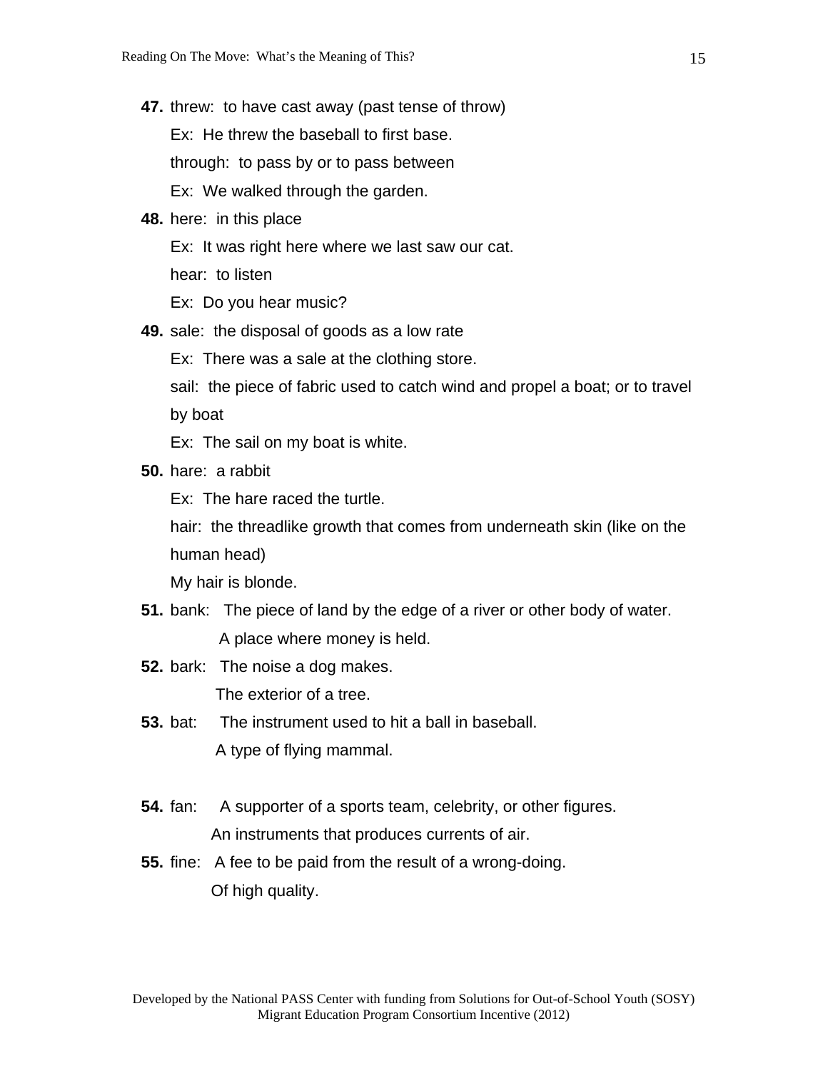**47.** threw: to have cast away (past tense of throw)

Ex: He threw the baseball to first base.

through: to pass by or to pass between

Ex: We walked through the garden.

**48.** here: in this place

Ex: It was right here where we last saw our cat.

hear: to listen

Ex: Do you hear music?

**49.** sale: the disposal of goods as a low rate

Ex: There was a sale at the clothing store.

sail: the piece of fabric used to catch wind and propel a boat; or to travel by boat

Ex: The sail on my boat is white.

**50.** hare: a rabbit

Ex: The hare raced the turtle.

hair: the threadlike growth that comes from underneath skin (like on the human head)

My hair is blonde.

**51.** bank: The piece of land by the edge of a river or other body of water.
A place where money is held.

**52.** bark: The noise a dog makes.
The exterior of a tree.

**53.** bat: The instrument used to hit a ball in baseball.
A type of flying mammal.

**54.** fan: A supporter of a sports team, celebrity, or other figures.
An instruments that produces currents of air.

**55.** fine: A fee to be paid from the result of a wrong-doing.
Of high quality.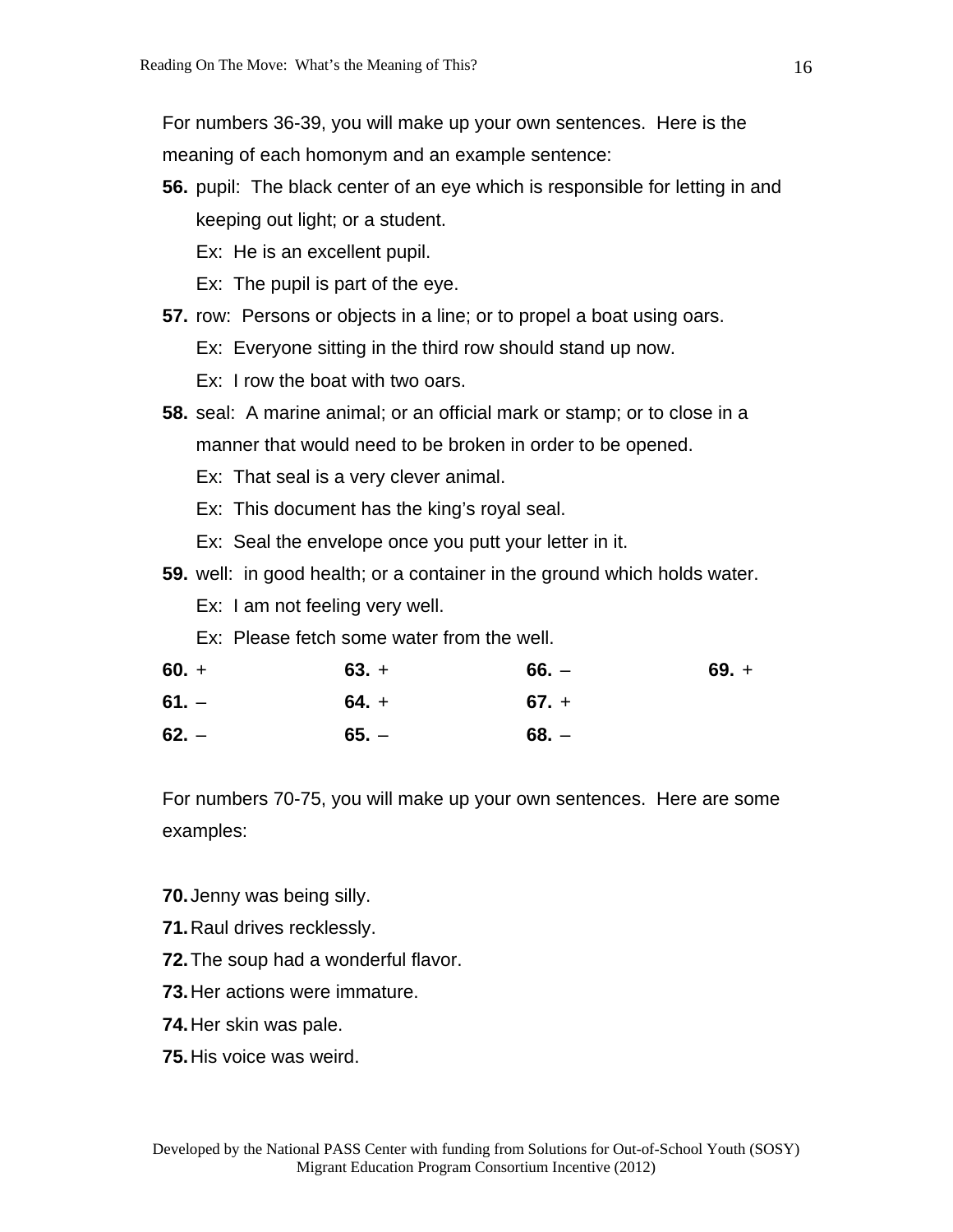For numbers 36-39, you will make up your own sentences. Here is the meaning of each homonym and an example sentence:

**56.** pupil: The black center of an eye which is responsible for letting in and keeping out light; or a student.

Ex: He is an excellent pupil.

Ex: The pupil is part of the eye.

**57.** row: Persons or objects in a line; or to propel a boat using oars.

Ex: Everyone sitting in the third row should stand up now.

Ex: I row the boat with two oars.

**58.** seal: A marine animal; or an official mark or stamp; or to close in a manner that would need to be broken in order to be opened.

Ex: That seal is a very clever animal.

Ex: This document has the king's royal seal.

Ex: Seal the envelope once you putt your letter in it.

**59.** well: in good health; or a container in the ground which holds water.

Ex: I am not feeling very well.

Ex: Please fetch some water from the well.

| | | | |
|---|---|---|---|
| **60.** + | **63.** + | **66.** – | **69.** + |
| **61.** – | **64.** + | **67.** + | |
| **62.** – | **65.** – | **68.** – | |

For numbers 70-75, you will make up your own sentences. Here are some examples:

**70.** Jenny was being silly.

**71.** Raul drives recklessly.

**72.** The soup had a wonderful flavor.

**73.** Her actions were immature.

**74.** Her skin was pale.

**75.** His voice was weird.